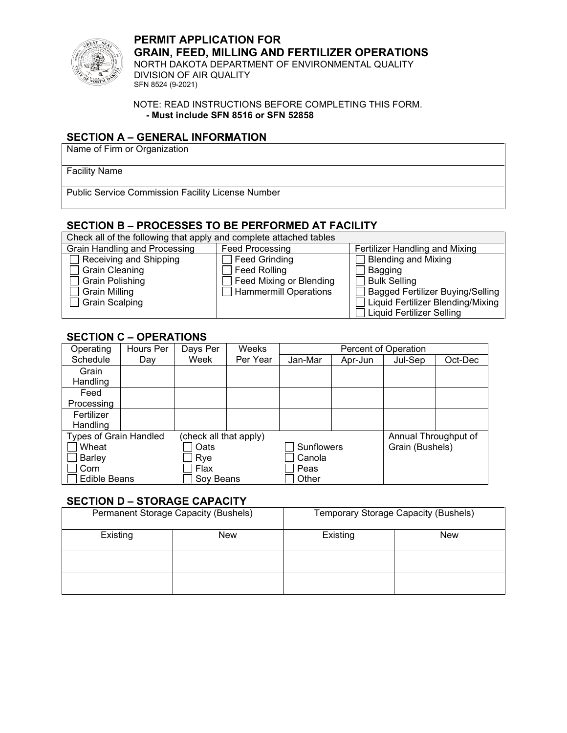# PERMIT APPLICATION FOR GRAIN, FEED, MILLING AND FERTILIZER OPERATIONS

NORTH DAKOTA DEPARTMENT OF ENVIRONMENTAL QUALITY
DIVISION OF AIR QUALITY
SFN 8524 (9-2021)

NOTE: READ INSTRUCTIONS BEFORE COMPLETING THIS FORM.
**- Must include SFN 8516 or SFN 52858**

## SECTION A – GENERAL INFORMATION

| Name of Firm or Organization |
|---|
| Facility Name |
| Public Service Commission Facility License Number |

## SECTION B – PROCESSES TO BE PERFORMED AT FACILITY

Check all of the following that apply and complete attached tables

| Grain Handling and Processing | Feed Processing | Fertilizer Handling and Mixing |
|---|---|---|
| ☐ Receiving and Shipping | ☐ Feed Grinding | ☐ Blending and Mixing |
| ☐ Grain Cleaning | ☐ Feed Rolling | ☐ Bagging |
| ☐ Grain Polishing | ☐ Feed Mixing or Blending | ☐ Bulk Selling |
| ☐ Grain Milling | ☐ Hammermill Operations | ☐ Bagged Fertilizer Buying/Selling |
| ☐ Grain Scalping | | ☐ Liquid Fertilizer Blending/Mixing |
| | | ☐ Liquid Fertilizer Selling |

## SECTION C – OPERATIONS

| Operating Schedule | Hours Per Day | Days Per Week | Weeks Per Year | Percent of Operation | | | |
|---|---|---|---|---|---|---|---|
| | | | | Jan-Mar | Apr-Jun | Jul-Sep | Oct-Dec |
| Grain Handling | | | | | | | |
| Feed Processing | | | | | | | |
| Fertilizer Handling | | | | | | | |

| Types of Grain Handled (check all that apply) | | | Annual Throughput of Grain (Bushels) |
|---|---|---|---|
| ☐ Wheat | ☐ Oats | ☐ Sunflowers | |
| ☐ Barley | ☐ Rye | ☐ Canola | |
| ☐ Corn | ☐ Flax | ☐ Peas | |
| ☐ Edible Beans | ☐ Soy Beans | ☐ Other | |

## SECTION D – STORAGE CAPACITY

| Permanent Storage Capacity (Bushels) | | Temporary Storage Capacity (Bushels) | |
|---|---|---|---|
| Existing | New | Existing | New |
| | | | |
| | | | |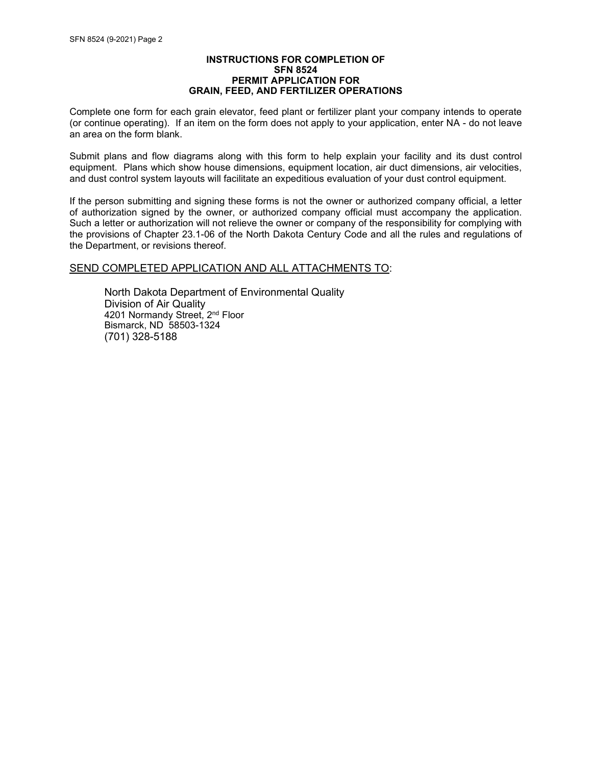## INSTRUCTIONS FOR COMPLETION OF SFN 8524 PERMIT APPLICATION FOR GRAIN, FEED, AND FERTILIZER OPERATIONS

Complete one form for each grain elevator, feed plant or fertilizer plant your company intends to operate (or continue operating). If an item on the form does not apply to your application, enter NA - do not leave an area on the form blank.

Submit plans and flow diagrams along with this form to help explain your facility and its dust control equipment. Plans which show house dimensions, equipment location, air duct dimensions, air velocities, and dust control system layouts will facilitate an expeditious evaluation of your dust control equipment.

If the person submitting and signing these forms is not the owner or authorized company official, a letter of authorization signed by the owner, or authorized company official must accompany the application. Such a letter or authorization will not relieve the owner or company of the responsibility for complying with the provisions of Chapter 23.1-06 of the North Dakota Century Code and all the rules and regulations of the Department, or revisions thereof.

SEND COMPLETED APPLICATION AND ALL ATTACHMENTS TO:

North Dakota Department of Environmental Quality
Division of Air Quality
4201 Normandy Street, 2nd Floor
Bismarck, ND 58503-1324
(701) 328-5188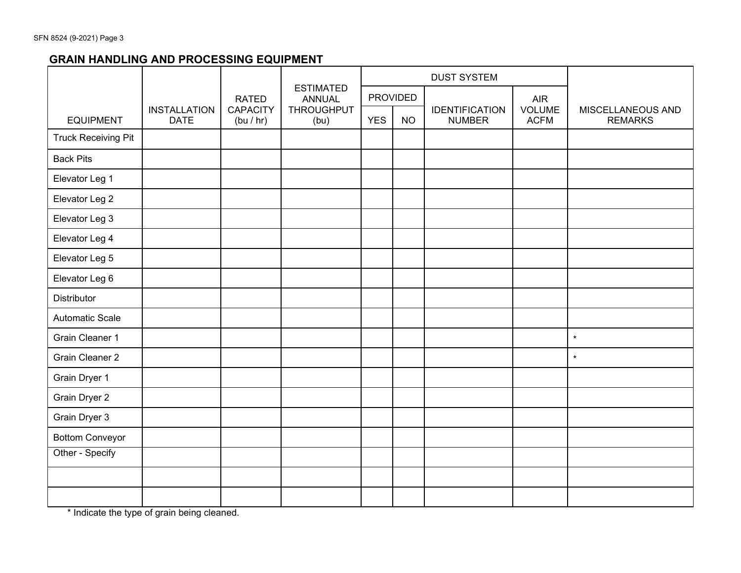## GRAIN HANDLING AND PROCESSING EQUIPMENT

| EQUIPMENT | INSTALLATION DATE | RATED CAPACITY (bu / hr) | ESTIMATED ANNUAL THROUGHPUT (bu) | DUST SYSTEM | | | | MISCELLANEOUS AND REMARKS |
|---|---|---|---|---|---|---|---|---|
| | | | | PROVIDED | | IDENTIFICATION NUMBER | AIR VOLUME ACFM | |
| | | | | YES | NO | | | |
| Truck Receiving Pit | | | | | | | | |
| Back Pits | | | | | | | | |
| Elevator Leg 1 | | | | | | | | |
| Elevator Leg 2 | | | | | | | | |
| Elevator Leg 3 | | | | | | | | |
| Elevator Leg 4 | | | | | | | | |
| Elevator Leg 5 | | | | | | | | |
| Elevator Leg 6 | | | | | | | | |
| Distributor | | | | | | | | |
| Automatic Scale | | | | | | | | |
| Grain Cleaner 1 | | | | | | | | * |
| Grain Cleaner 2 | | | | | | | | * |
| Grain Dryer 1 | | | | | | | | |
| Grain Dryer 2 | | | | | | | | |
| Grain Dryer 3 | | | | | | | | |
| Bottom Conveyor | | | | | | | | |
| Other - Specify | | | | | | | | |
| | | | | | | | | |
| | | | | | | | | |

\* Indicate the type of grain being cleaned.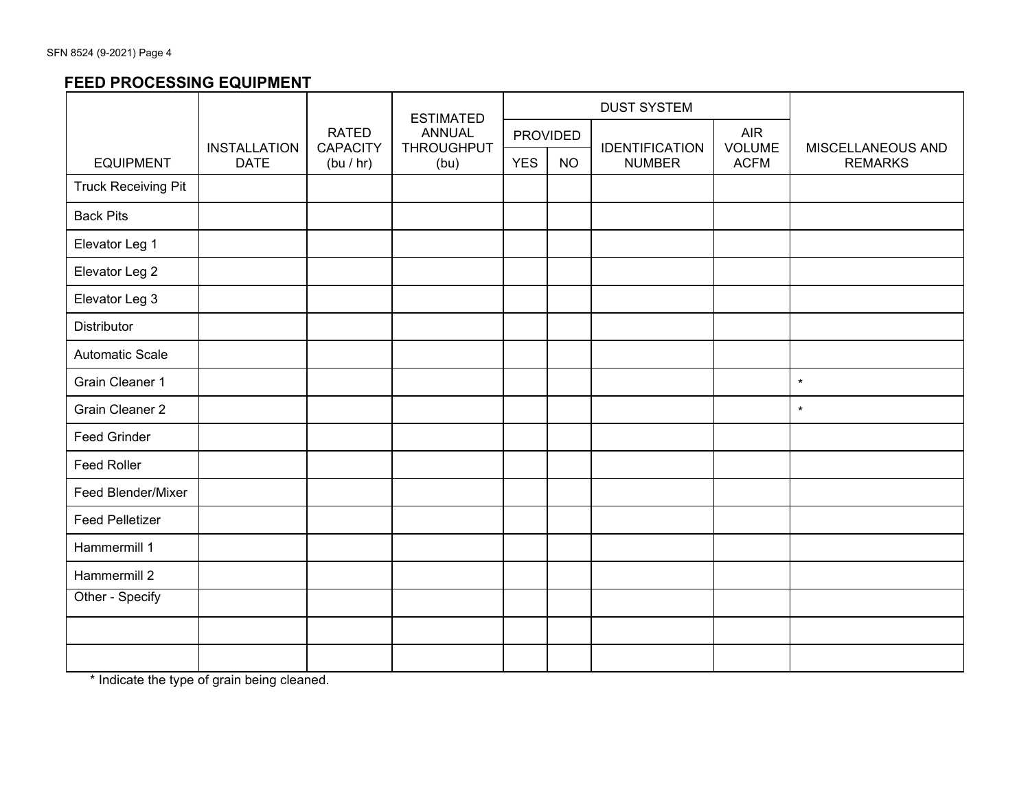## FEED PROCESSING EQUIPMENT

| EQUIPMENT | INSTALLATION DATE | RATED CAPACITY (bu / hr) | ESTIMATED ANNUAL THROUGHPUT (bu) | DUST SYSTEM | | | | MISCELLANEOUS AND REMARKS |
|---|---|---|---|---|---|---|---|---|
| | | | | PROVIDED | | IDENTIFICATION NUMBER | AIR VOLUME ACFM | |
| | | | | YES | NO | | | |
| Truck Receiving Pit | | | | | | | | |
| Back Pits | | | | | | | | |
| Elevator Leg 1 | | | | | | | | |
| Elevator Leg 2 | | | | | | | | |
| Elevator Leg 3 | | | | | | | | |
| Distributor | | | | | | | | |
| Automatic Scale | | | | | | | | |
| Grain Cleaner 1 | | | | | | | | * |
| Grain Cleaner 2 | | | | | | | | * |
| Feed Grinder | | | | | | | | |
| Feed Roller | | | | | | | | |
| Feed Blender/Mixer | | | | | | | | |
| Feed Pelletizer | | | | | | | | |
| Hammermill 1 | | | | | | | | |
| Hammermill 2 | | | | | | | | |
| Other - Specify | | | | | | | | |
| | | | | | | | | |
| | | | | | | | | |

* Indicate the type of grain being cleaned.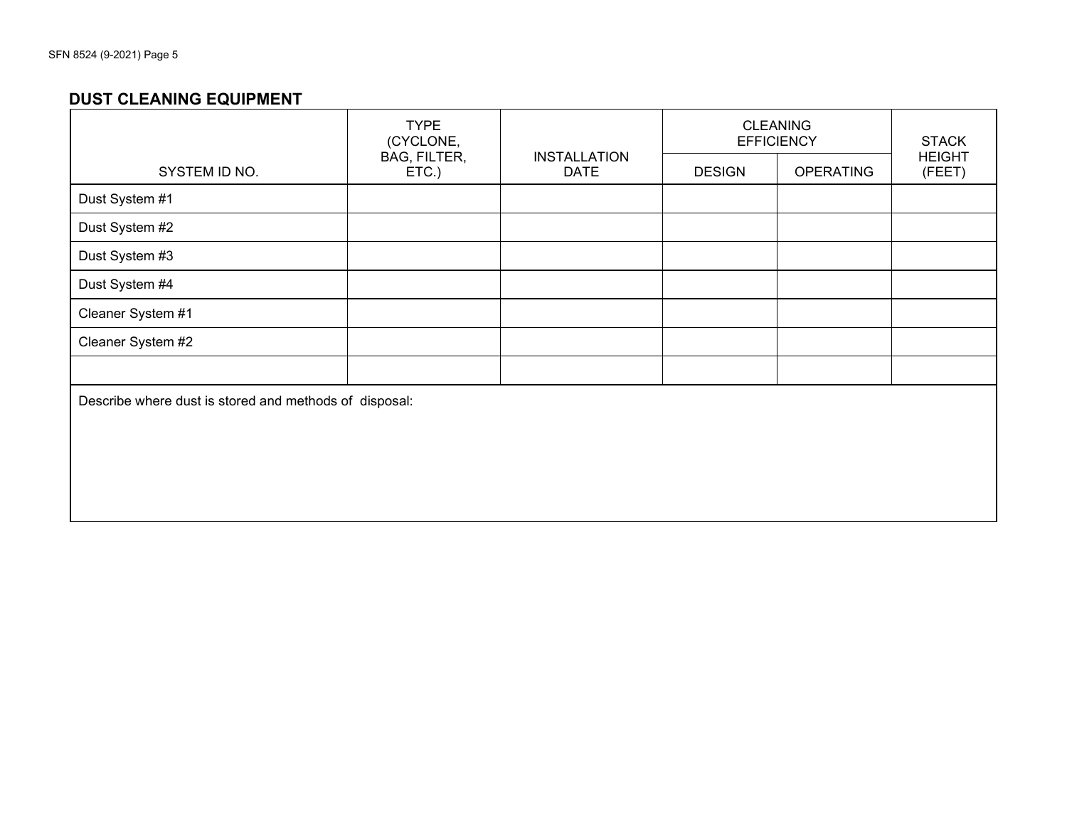## DUST CLEANING EQUIPMENT

| SYSTEM ID NO. | TYPE (CYCLONE, BAG, FILTER, ETC.) | INSTALLATION DATE | CLEANING EFFICIENCY | | STACK HEIGHT (FEET) |
|---|---|---|---|---|---|
| | | | DESIGN | OPERATING | |
| Dust System #1 | | | | | |
| Dust System #2 | | | | | |
| Dust System #3 | | | | | |
| Dust System #4 | | | | | |
| Cleaner System #1 | | | | | |
| Cleaner System #2 | | | | | |
| | | | | | |

Describe where dust is stored and methods of disposal: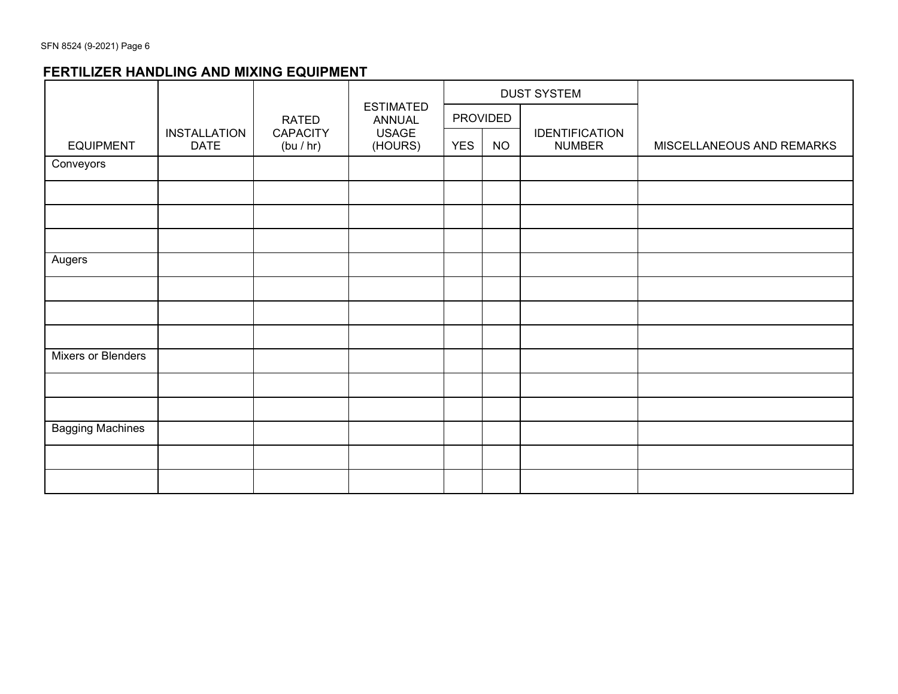## FERTILIZER HANDLING AND MIXING EQUIPMENT

| EQUIPMENT | INSTALLATION DATE | RATED CAPACITY (bu / hr) | ESTIMATED ANNUAL USAGE (HOURS) | DUST SYSTEM | | | MISCELLANEOUS AND REMARKS |
|---|---|---|---|---|---|---|---|
| | | | | PROVIDED | | IDENTIFICATION NUMBER | |
| | | | | YES | NO | | |
| Conveyors | | | | | | | |
| | | | | | | | |
| | | | | | | | |
| | | | | | | | |
| Augers | | | | | | | |
| | | | | | | | |
| | | | | | | | |
| | | | | | | | |
| Mixers or Blenders | | | | | | | |
| | | | | | | | |
| | | | | | | | |
| Bagging Machines | | | | | | | |
| | | | | | | | |
| | | | | | | | |